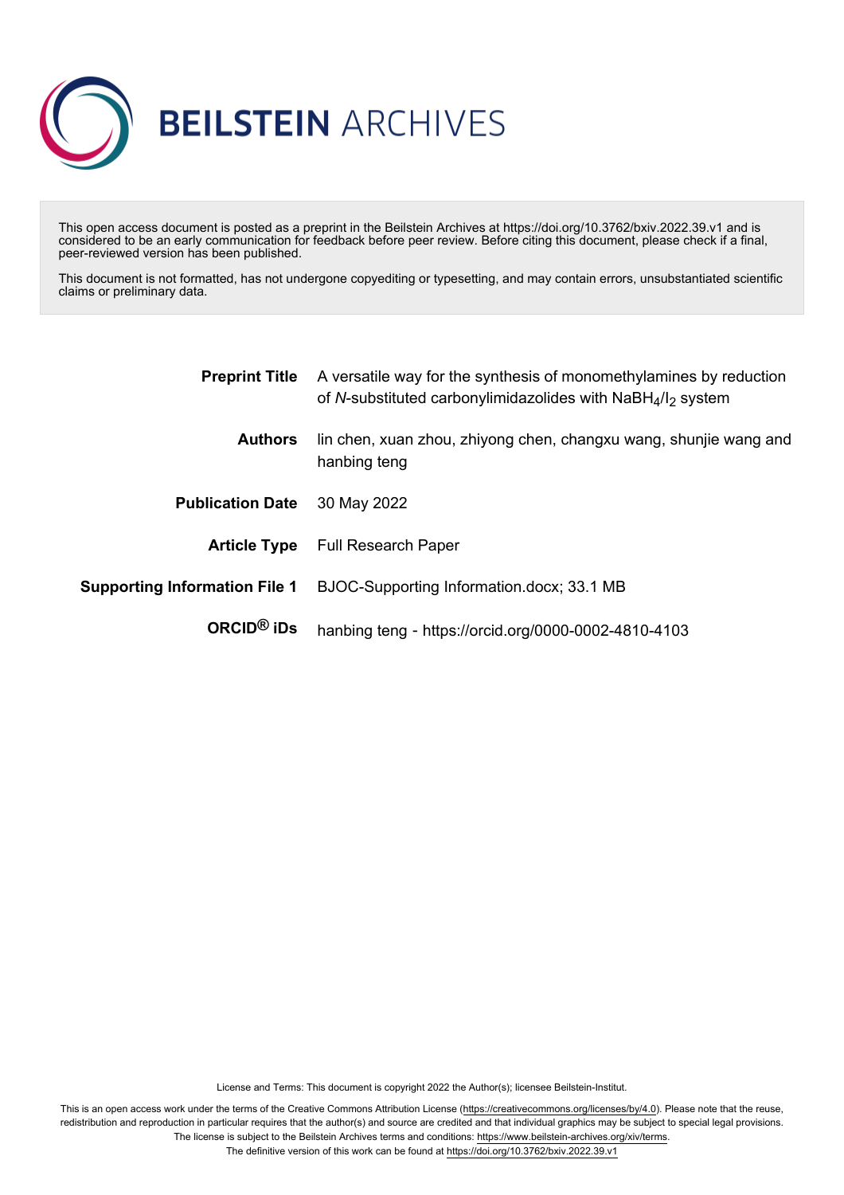# BEILSTEIN ARCHIVES

This open access document is posted as a preprint in the Beilstein Archives at https://doi.org/10.3762/bxiv.2022.39.v1 and is considered to be an early communication for feedback before peer review. Before citing this document, please check if a final, peer-reviewed version has been published.

This document is not formatted, has not undergone copyediting or typesetting, and may contain errors, unsubstantiated scientific claims or preliminary data.

| | |
|---|---|
| **Preprint Title** | A versatile way for the synthesis of monomethylamines by reduction of *N*-substituted carbonylimidazolides with $NaBH_4/I_2$ system |
| **Authors** | lin chen, xuan zhou, zhiyong chen, changxu wang, shunjie wang and hanbing teng |
| **Publication Date** | 30 May 2022 |
| **Article Type** | Full Research Paper |
| **Supporting Information File 1** | BJOC-Supporting Information.docx; 33.1 MB |
| **ORCID® iDs** | hanbing teng - https://orcid.org/0000-0002-4810-4103 |

License and Terms: This document is copyright 2022 the Author(s); licensee Beilstein-Institut.

This is an open access work under the terms of the Creative Commons Attribution License (https://creativecommons.org/licenses/by/4.0). Please note that the reuse, redistribution and reproduction in particular requires that the author(s) and source are credited and that individual graphics may be subject to special legal provisions. The license is subject to the Beilstein Archives terms and conditions: https://www.beilstein-archives.org/xiv/terms.
The definitive version of this work can be found at https://doi.org/10.3762/bxiv.2022.39.v1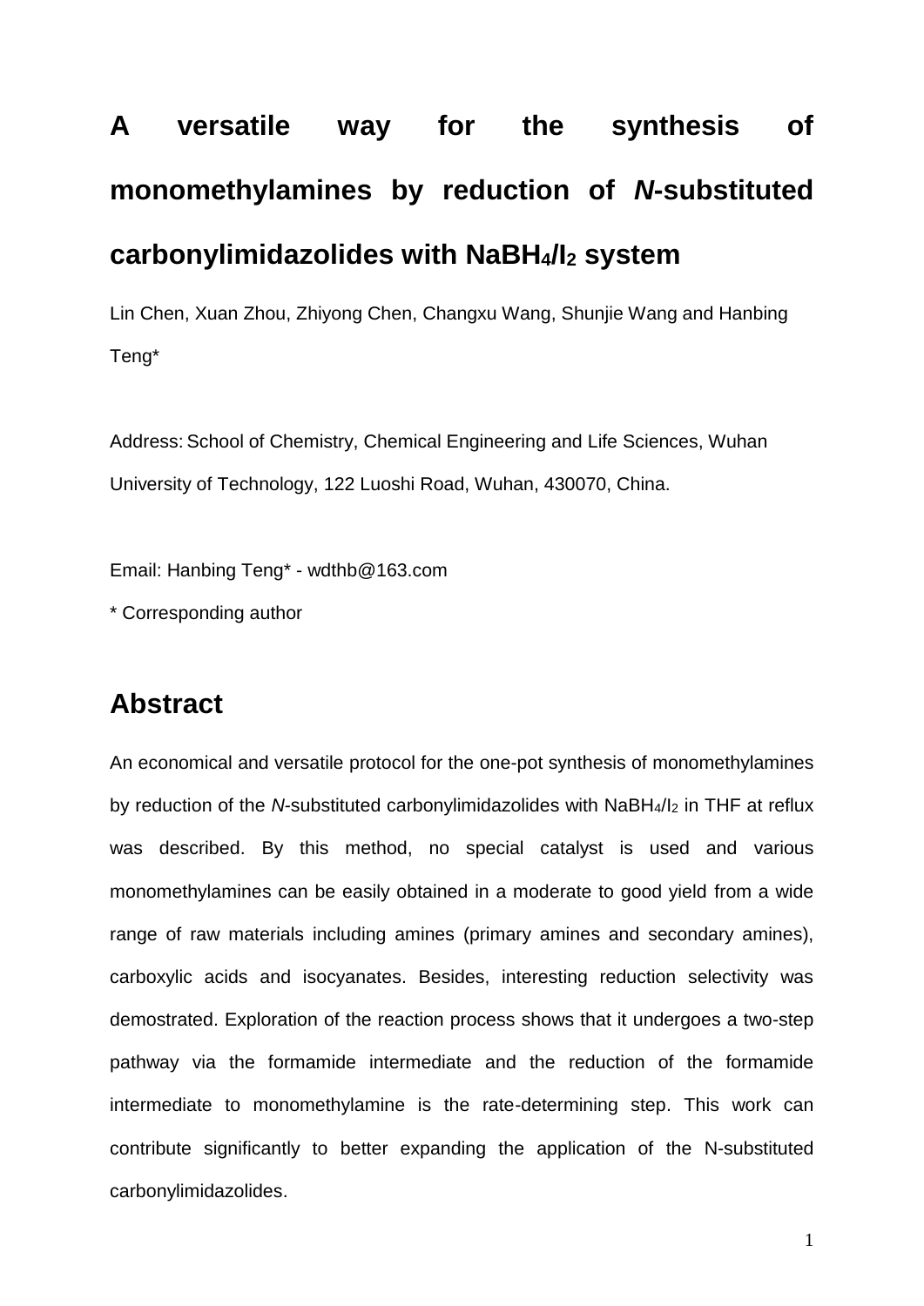# A versatile way for the synthesis of monomethylamines by reduction of *N*-substituted carbonylimidazolides with $NaBH_4/I_2$ system

Lin Chen, Xuan Zhou, Zhiyong Chen, Changxu Wang, Shunjie Wang and Hanbing Teng*

Address: School of Chemistry, Chemical Engineering and Life Sciences, Wuhan University of Technology, 122 Luoshi Road, Wuhan, 430070, China.

Email: Hanbing Teng* - wdthb@163.com

* Corresponding author

## Abstract

An economical and versatile protocol for the one-pot synthesis of monomethylamines by reduction of the *N*-substituted carbonylimidazolides with $NaBH_4/I_2$ in THF at reflux was described. By this method, no special catalyst is used and various monomethylamines can be easily obtained in a moderate to good yield from a wide range of raw materials including amines (primary amines and secondary amines), carboxylic acids and isocyanates. Besides, interesting reduction selectivity was demostrated. Exploration of the reaction process shows that it undergoes a two-step pathway via the formamide intermediate and the reduction of the formamide intermediate to monomethylamine is the rate-determining step. This work can contribute significantly to better expanding the application of the N-substituted carbonylimidazolides.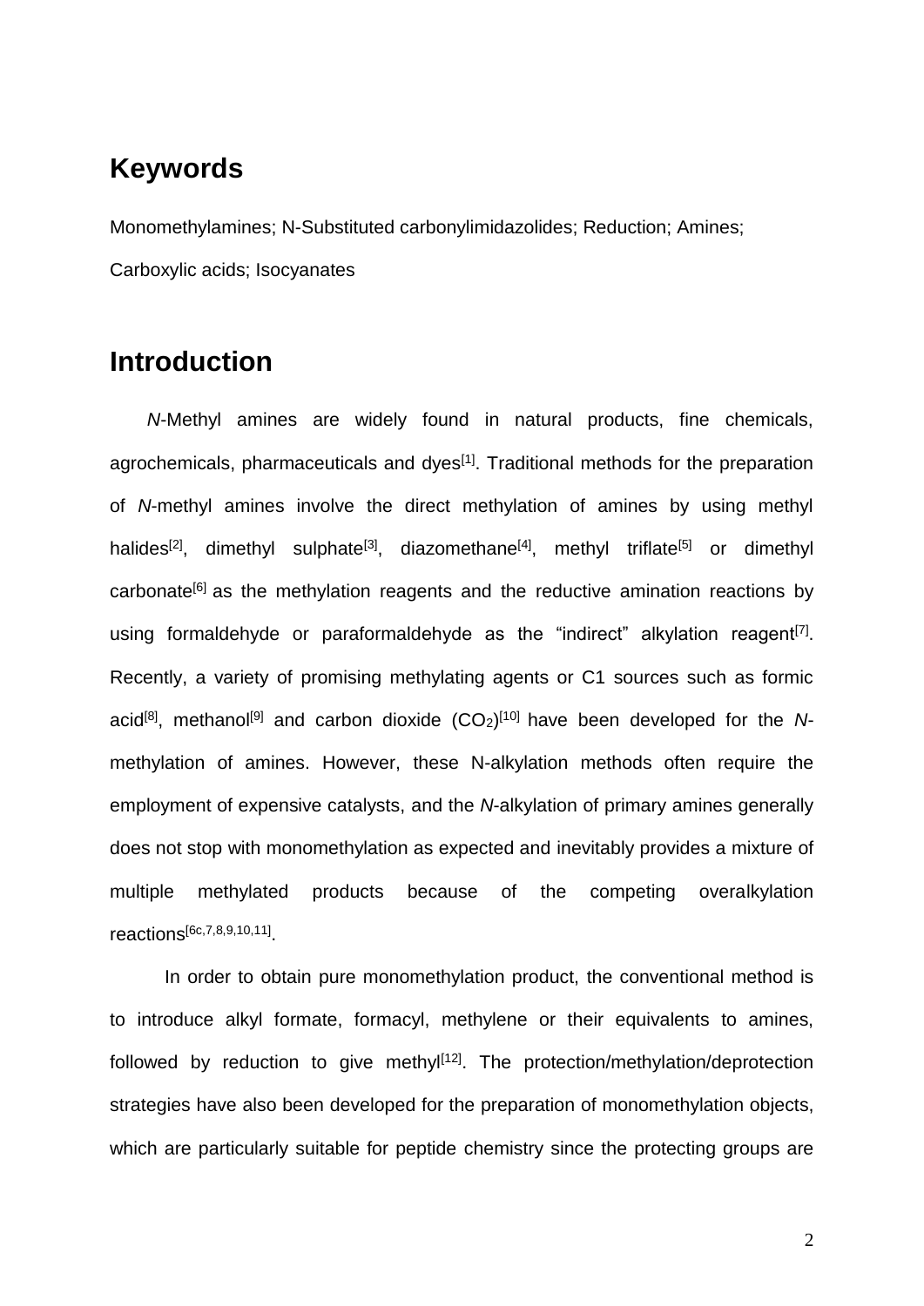## Keywords

Monomethylamines; N-Substituted carbonylimidazolides; Reduction; Amines; Carboxylic acids; Isocyanates

## Introduction

*N*-Methyl amines are widely found in natural products, fine chemicals, agrochemicals, pharmaceuticals and dyes[1]. Traditional methods for the preparation of *N*-methyl amines involve the direct methylation of amines by using methyl halides[2], dimethyl sulphate[3], diazomethane[4], methyl triflate[5] or dimethyl carbonate[6] as the methylation reagents and the reductive amination reactions by using formaldehyde or paraformaldehyde as the "indirect" alkylation reagent[7]. Recently, a variety of promising methylating agents or C1 sources such as formic acid[8], methanol[9] and carbon dioxide ($CO_2$)[10] have been developed for the *N*-methylation of amines. However, these N-alkylation methods often require the employment of expensive catalysts, and the *N*-alkylation of primary amines generally does not stop with monomethylation as expected and inevitably provides a mixture of multiple methylated products because of the competing overalkylation reactions[6c,7,8,9,10,11].

In order to obtain pure monomethylation product, the conventional method is to introduce alkyl formate, formacyl, methylene or their equivalents to amines, followed by reduction to give methyl[12]. The protection/methylation/deprotection strategies have also been developed for the preparation of monomethylation objects, which are particularly suitable for peptide chemistry since the protecting groups are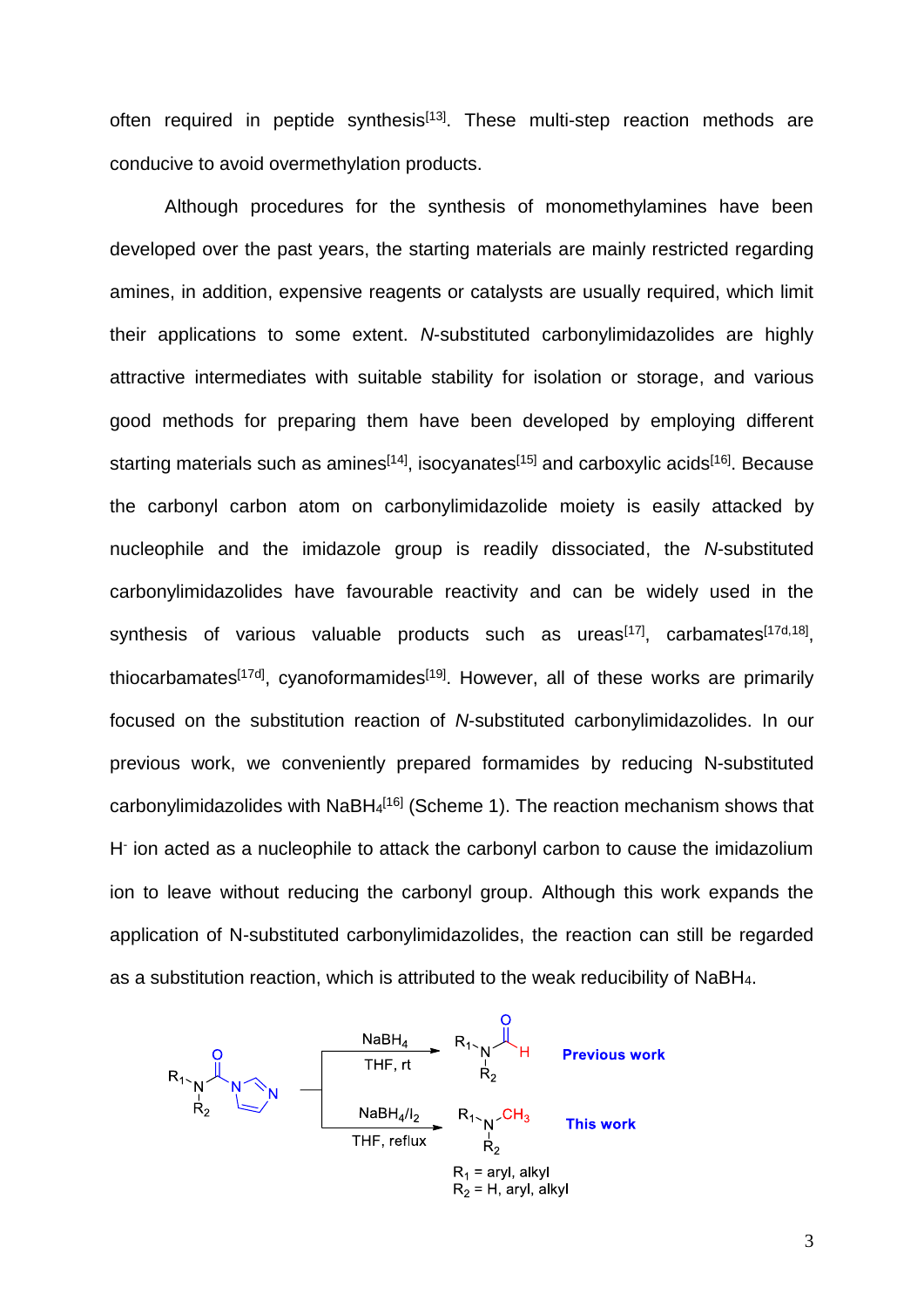often required in peptide synthesis[13]. These multi-step reaction methods are conducive to avoid overmethylation products.

Although procedures for the synthesis of monomethylamines have been developed over the past years, the starting materials are mainly restricted regarding amines, in addition, expensive reagents or catalysts are usually required, which limit their applications to some extent. *N*-substituted carbonylimidazolides are highly attractive intermediates with suitable stability for isolation or storage, and various good methods for preparing them have been developed by employing different starting materials such as amines[14], isocyanates[15] and carboxylic acids[16]. Because the carbonyl carbon atom on carbonylimidazolide moiety is easily attacked by nucleophile and the imidazole group is readily dissociated, the *N*-substituted carbonylimidazolides have favourable reactivity and can be widely used in the synthesis of various valuable products such as ureas[17], carbamates[17d,18], thiocarbamates[17d], cyanoformamides[19]. However, all of these works are primarily focused on the substitution reaction of *N*-substituted carbonylimidazolides. In our previous work, we conveniently prepared formamides by reducing N-substituted carbonylimidazolides with $NaBH_4$[16] (Scheme 1). The reaction mechanism shows that $H^-$ ion acted as a nucleophile to attack the carbonyl carbon to cause the imidazolium ion to leave without reducing the carbonyl group. Although this work expands the application of N-substituted carbonylimidazolides, the reaction can still be regarded as a substitution reaction, which is attributed to the weak reducibility of $NaBH_4$.

Previous work: $NaBH_4$, THF, rt → formamide ($R_1R_2N$–CHO)

This work: $NaBH_4/I_2$, THF, reflux → $R_1R_2N$–$CH_3$

$R_1$ = aryl, alkyl
$R_2$ = H, aryl, alkyl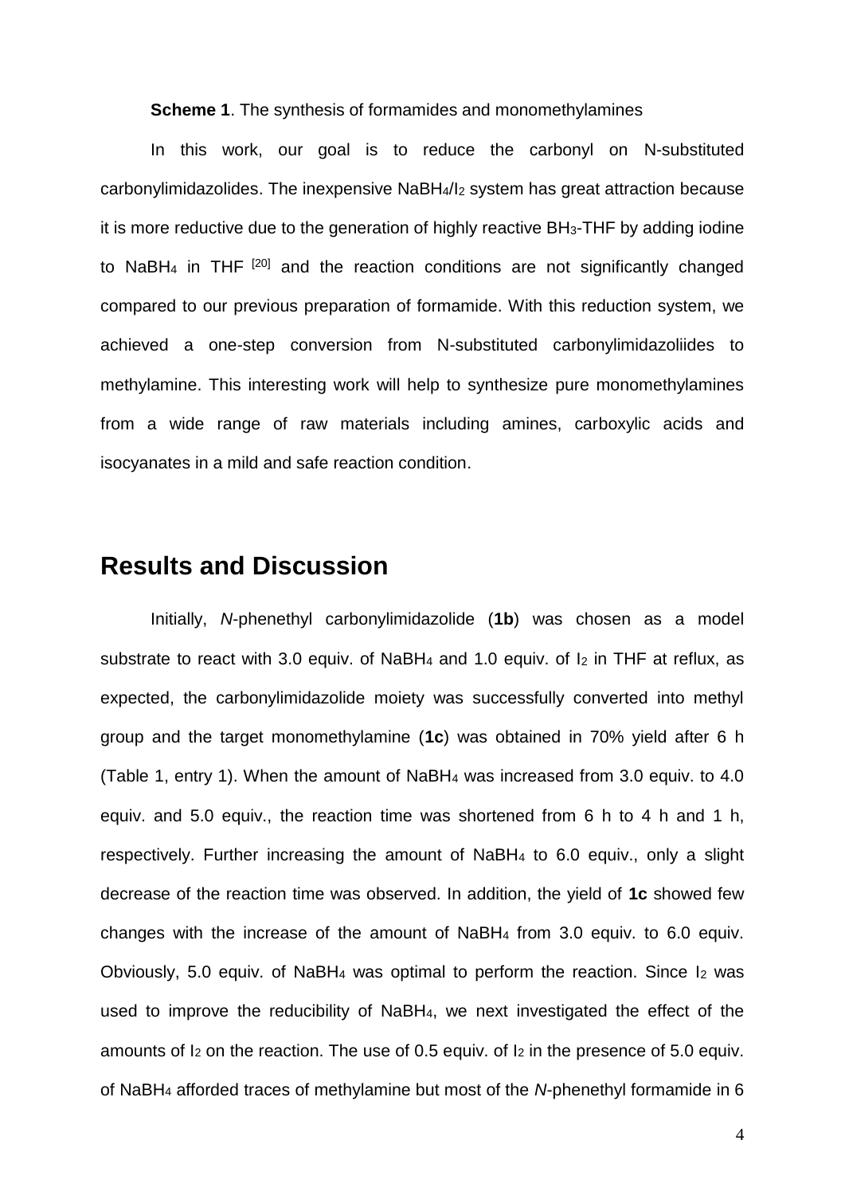**Scheme 1**. The synthesis of formamides and monomethylamines

In this work, our goal is to reduce the carbonyl on N-substituted carbonylimidazolides. The inexpensive $NaBH_4/I_2$ system has great attraction because it is more reductive due to the generation of highly reactive $BH_3$-THF by adding iodine to $NaBH_4$ in THF [20] and the reaction conditions are not significantly changed compared to our previous preparation of formamide. With this reduction system, we achieved a one-step conversion from N-substituted carbonylimidazoliides to methylamine. This interesting work will help to synthesize pure monomethylamines from a wide range of raw materials including amines, carboxylic acids and isocyanates in a mild and safe reaction condition.

## Results and Discussion

Initially, *N*-phenethyl carbonylimidazolide (**1b**) was chosen as a model substrate to react with 3.0 equiv. of $NaBH_4$ and 1.0 equiv. of $I_2$ in THF at reflux, as expected, the carbonylimidazolide moiety was successfully converted into methyl group and the target monomethylamine (**1c**) was obtained in 70% yield after 6 h (Table 1, entry 1). When the amount of $NaBH_4$ was increased from 3.0 equiv. to 4.0 equiv. and 5.0 equiv., the reaction time was shortened from 6 h to 4 h and 1 h, respectively. Further increasing the amount of $NaBH_4$ to 6.0 equiv., only a slight decrease of the reaction time was observed. In addition, the yield of **1c** showed few changes with the increase of the amount of $NaBH_4$ from 3.0 equiv. to 6.0 equiv. Obviously, 5.0 equiv. of $NaBH_4$ was optimal to perform the reaction. Since $I_2$ was used to improve the reducibility of $NaBH_4$, we next investigated the effect of the amounts of $I_2$ on the reaction. The use of 0.5 equiv. of $I_2$ in the presence of 5.0 equiv. of $NaBH_4$ afforded traces of methylamine but most of the *N*-phenethyl formamide in 6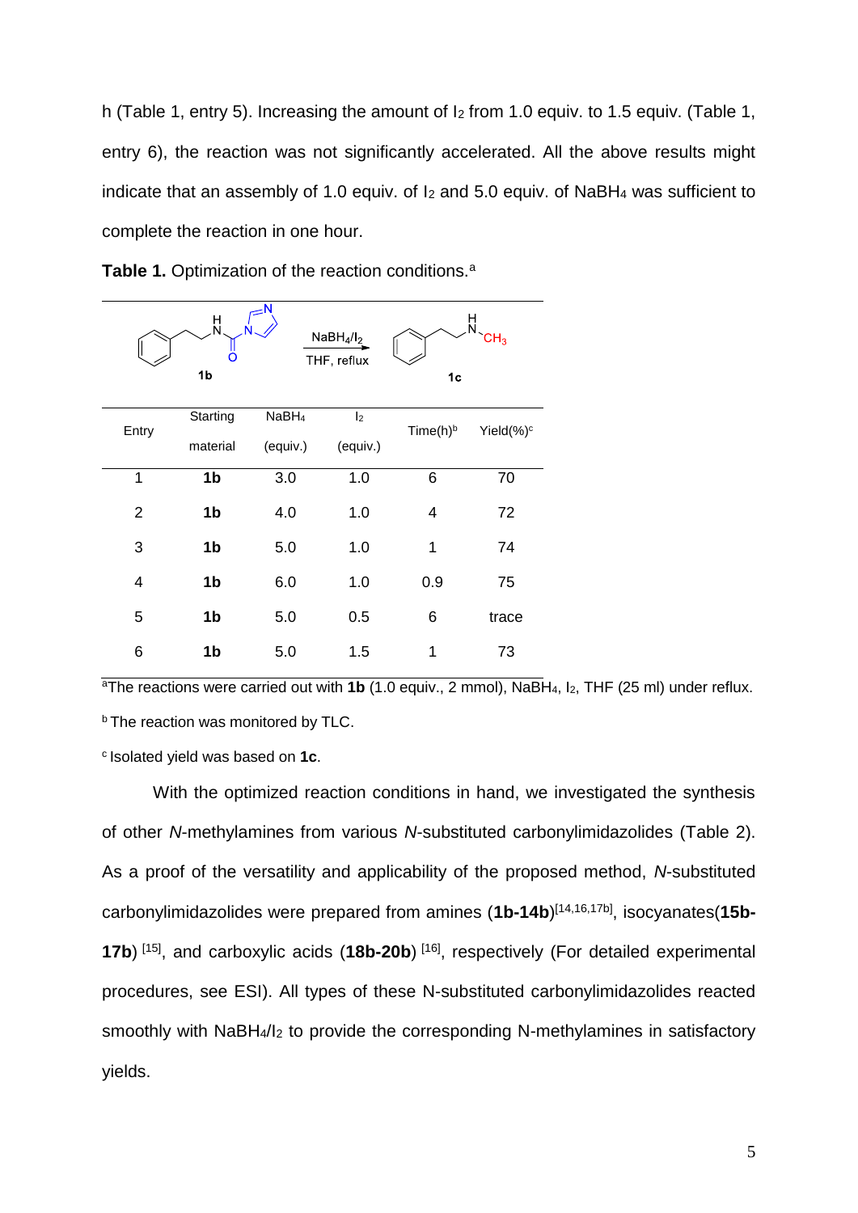h (Table 1, entry 5). Increasing the amount of $I_2$ from 1.0 equiv. to 1.5 equiv. (Table 1, entry 6), the reaction was not significantly accelerated. All the above results might indicate that an assembly of 1.0 equiv. of $I_2$ and 5.0 equiv. of $NaBH_4$ was sufficient to complete the reaction in one hour.

**Table 1.** Optimization of the reaction conditions.[a]

**1b** → ($NaBH_4$/$I_2$, THF, reflux) → **1c**

| Entry | Starting material | $NaBH_4$ (equiv.) | $I_2$ (equiv.) | Time(h)[b] | Yield(%)[c] |
|---|---|---|---|---|---|
| 1 | **1b** | 3.0 | 1.0 | 6 | 70 |
| 2 | **1b** | 4.0 | 1.0 | 4 | 72 |
| 3 | **1b** | 5.0 | 1.0 | 1 | 74 |
| 4 | **1b** | 6.0 | 1.0 | 0.9 | 75 |
| 5 | **1b** | 5.0 | 0.5 | 6 | trace |
| 6 | **1b** | 5.0 | 1.5 | 1 | 73 |

[a]The reactions were carried out with **1b** (1.0 equiv., 2 mmol), $NaBH_4$, $I_2$, THF (25 ml) under reflux.

[b] The reaction was monitored by TLC.

[c] Isolated yield was based on **1c**.

With the optimized reaction conditions in hand, we investigated the synthesis of other *N*-methylamines from various *N*-substituted carbonylimidazolides (Table 2). As a proof of the versatility and applicability of the proposed method, *N*-substituted carbonylimidazolides were prepared from amines (**1b-14b**)[14,16,17b], isocyanates(**15b-17b**) [15], and carboxylic acids (**18b-20b**) [16], respectively (For detailed experimental procedures, see ESI). All types of these N-substituted carbonylimidazolides reacted smoothly with $NaBH_4$/$I_2$ to provide the corresponding N-methylamines in satisfactory yields.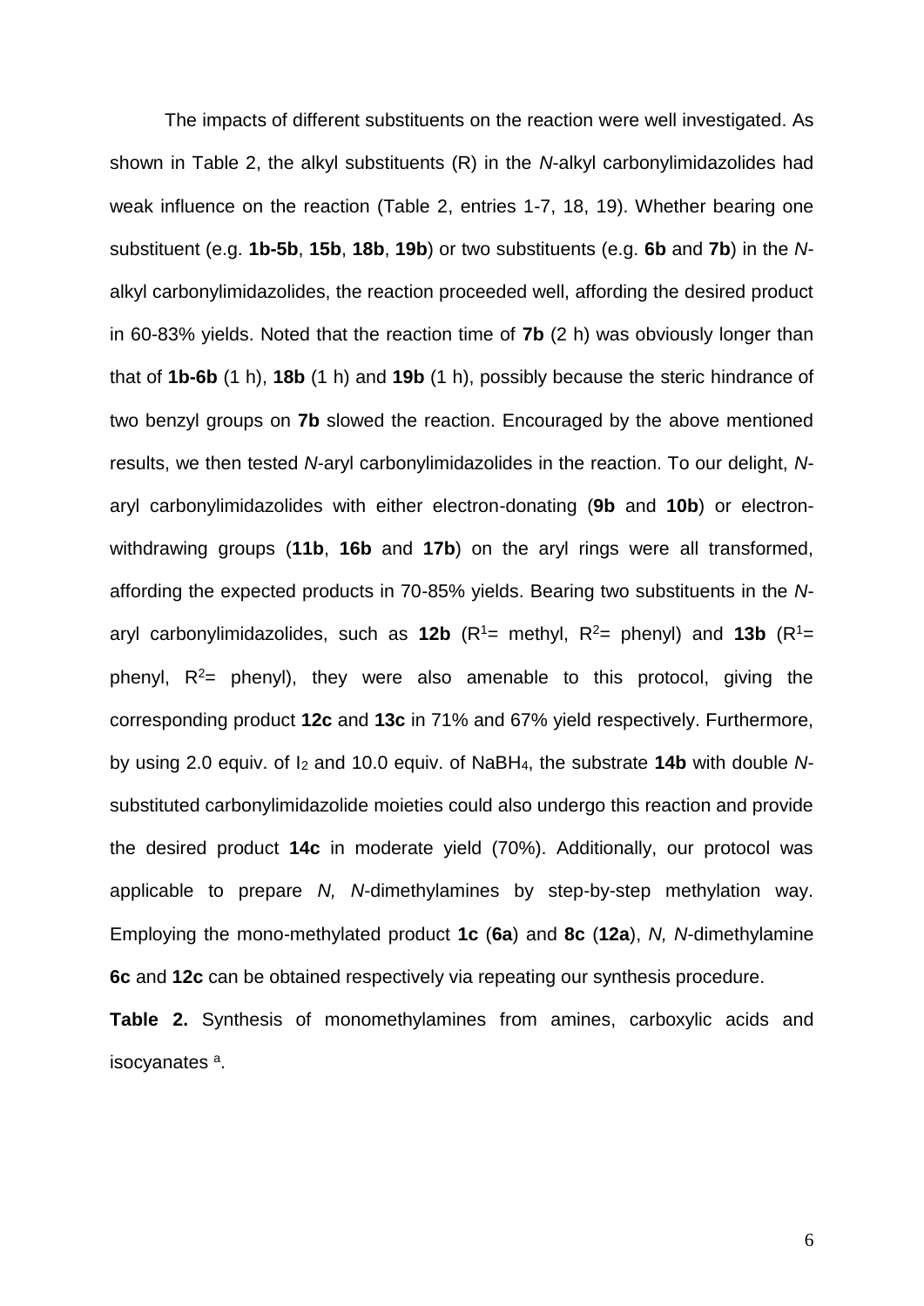The impacts of different substituents on the reaction were well investigated. As shown in Table 2, the alkyl substituents (R) in the *N*-alkyl carbonylimidazolides had weak influence on the reaction (Table 2, entries 1-7, 18, 19). Whether bearing one substituent (e.g. **1b-5b**, **15b**, **18b**, **19b**) or two substituents (e.g. **6b** and **7b**) in the *N*-alkyl carbonylimidazolides, the reaction proceeded well, affording the desired product in 60-83% yields. Noted that the reaction time of **7b** (2 h) was obviously longer than that of **1b-6b** (1 h), **18b** (1 h) and **19b** (1 h), possibly because the steric hindrance of two benzyl groups on **7b** slowed the reaction. Encouraged by the above mentioned results, we then tested *N*-aryl carbonylimidazolides in the reaction. To our delight, *N*-aryl carbonylimidazolides with either electron-donating (**9b** and **10b**) or electron-withdrawing groups (**11b**, **16b** and **17b**) on the aryl rings were all transformed, affording the expected products in 70-85% yields. Bearing two substituents in the *N*-aryl carbonylimidazolides, such as **12b** ($R^1$= methyl, $R^2$= phenyl) and **13b** ($R^1$= phenyl, $R^2$= phenyl), they were also amenable to this protocol, giving the corresponding product **12c** and **13c** in 71% and 67% yield respectively. Furthermore, by using 2.0 equiv. of $I_2$ and 10.0 equiv. of $NaBH_4$, the substrate **14b** with double *N*-substituted carbonylimidazolide moieties could also undergo this reaction and provide the desired product **14c** in moderate yield (70%). Additionally, our protocol was applicable to prepare *N, N*-dimethylamines by step-by-step methylation way. Employing the mono-methylated product **1c** (**6a**) and **8c** (**12a**), *N, N*-dimethylamine **6c** and **12c** can be obtained respectively via repeating our synthesis procedure.

**Table 2.** Synthesis of monomethylamines from amines, carboxylic acids and isocyanates [a].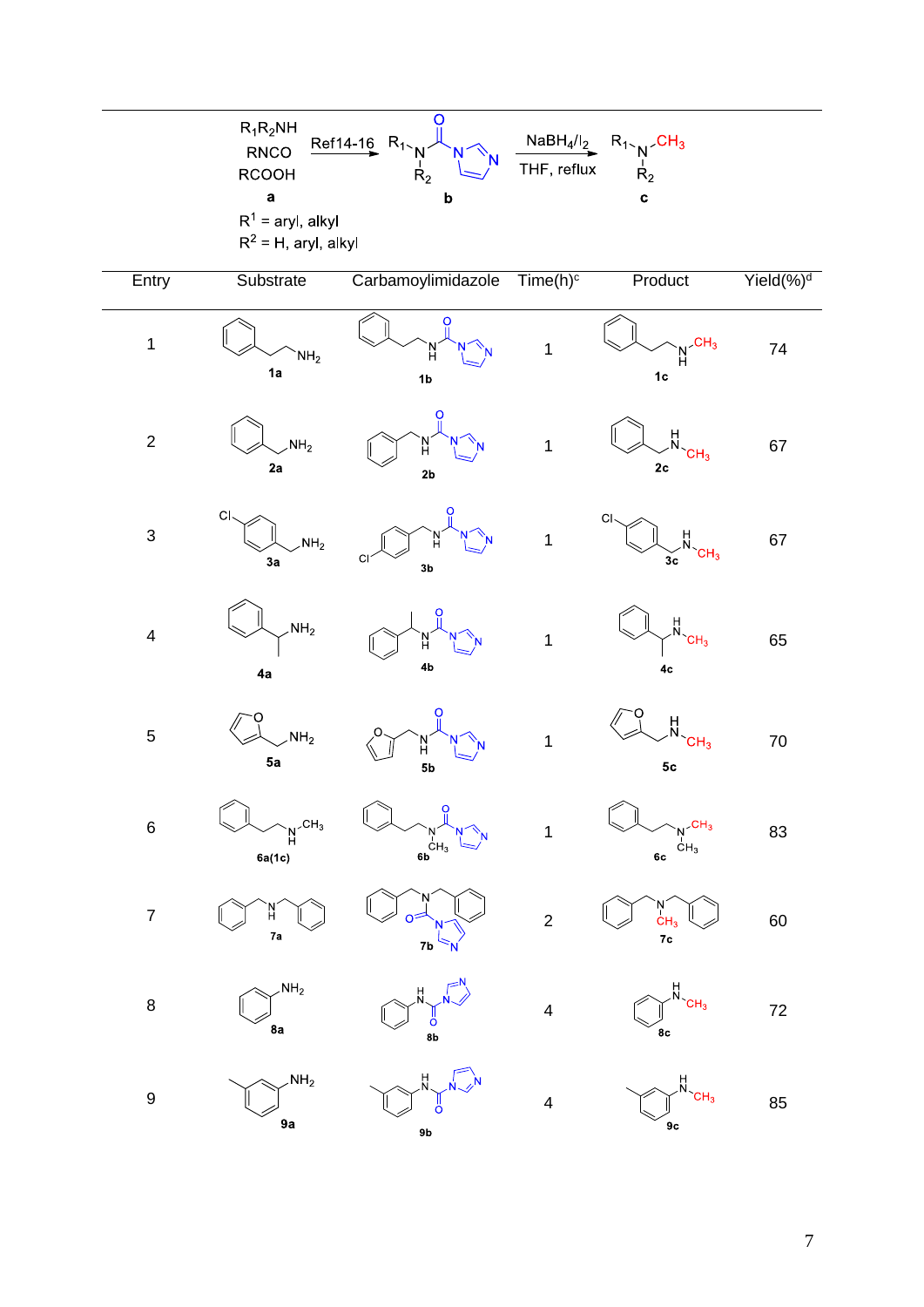$R_1R_2NH$, RNCO, RCOOH (**a**) —Ref14-16→ $R_1N(R_2)C(O)$-imidazole (**b**) —$NaBH_4/I_2$, THF, reflux→ $R_1N(R_2)CH_3$ (**c**)

$R^1$ = aryl, alkyl
$R^2$ = H, aryl, alkyl

| Entry | Substrate | Carbamoylimidazole | Time(h)[c] | Product | Yield(%)[d] |
|---|---|---|---|---|---|
| 1 | **1a** | **1b** | 1 | **1c** | 74 |
| 2 | **2a** | **2b** | 1 | **2c** | 67 |
| 3 | **3a** | **3b** | 1 | **3c** | 67 |
| 4 | **4a** | **4b** | 1 | **4c** | 65 |
| 5 | **5a** | **5b** | 1 | **5c** | 70 |
| 6 | **6a(1c)** | **6b** | 1 | **6c** | 83 |
| 7 | **7a** | **7b** | 2 | **7c** | 60 |
| 8 | **8a** | **8b** | 4 | **8c** | 72 |
| 9 | **9a** | **9b** | 4 | **9c** | 85 |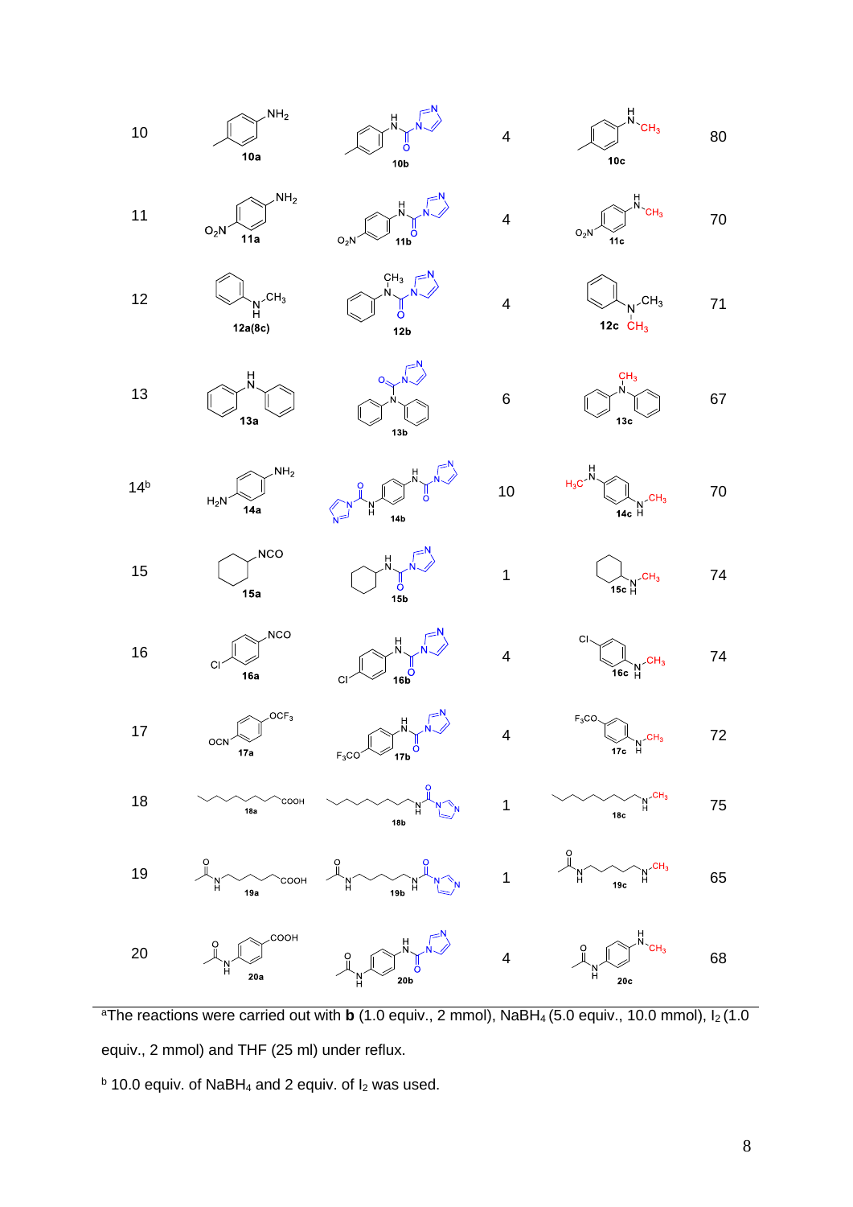| 10 | 10a | 10b | 4 | 10c | 80 |
|---|---|---|---|---|---|
| 11 | 11a | 11b | 4 | 11c | 70 |
| 12 | 12a(8c) | 12b | 4 | 12c | 71 |
| 13 | 13a | 13b | 6 | 13c | 67 |
| 14[b] | 14a | 14b | 10 | 14c | 70 |
| 15 | 15a | 15b | 1 | 15c | 74 |
| 16 | 16a | 16b | 4 | 16c | 74 |
| 17 | 17a | 17b | 4 | 17c | 72 |
| 18 | 18a | 18b | 1 | 18c | 75 |
| 19 | 19a | 19b | 1 | 19c | 65 |
| 20 | 20a | 20b | 4 | 20c | 68 |

[a]The reactions were carried out with **b** (1.0 equiv., 2 mmol), $NaBH_4$ (5.0 equiv., 10.0 mmol), $I_2$ (1.0 equiv., 2 mmol) and THF (25 ml) under reflux.

[b] 10.0 equiv. of $NaBH_4$ and 2 equiv. of $I_2$ was used.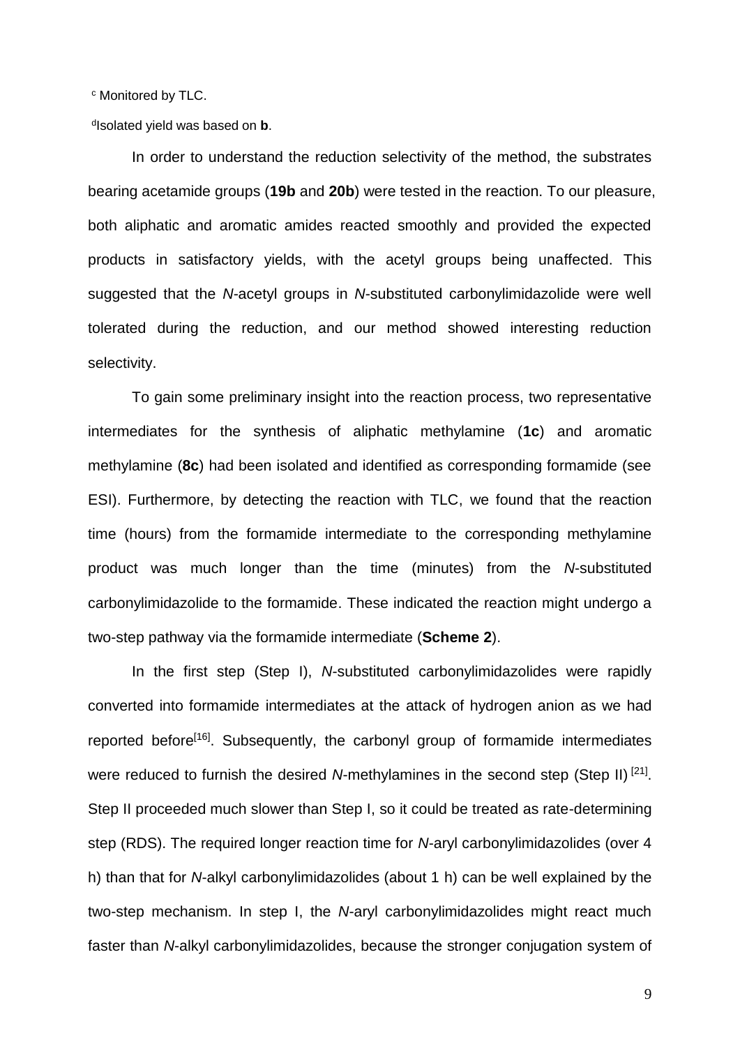[c] Monitored by TLC.

[d]Isolated yield was based on **b**.

In order to understand the reduction selectivity of the method, the substrates bearing acetamide groups (**19b** and **20b**) were tested in the reaction. To our pleasure, both aliphatic and aromatic amides reacted smoothly and provided the expected products in satisfactory yields, with the acetyl groups being unaffected. This suggested that the *N*-acetyl groups in *N*-substituted carbonylimidazolide were well tolerated during the reduction, and our method showed interesting reduction selectivity.

To gain some preliminary insight into the reaction process, two representative intermediates for the synthesis of aliphatic methylamine (**1c**) and aromatic methylamine (**8c**) had been isolated and identified as corresponding formamide (see ESI). Furthermore, by detecting the reaction with TLC, we found that the reaction time (hours) from the formamide intermediate to the corresponding methylamine product was much longer than the time (minutes) from the *N*-substituted carbonylimidazolide to the formamide. These indicated the reaction might undergo a two-step pathway via the formamide intermediate (**Scheme 2**).

In the first step (Step I), *N*-substituted carbonylimidazolides were rapidly converted into formamide intermediates at the attack of hydrogen anion as we had reported before[16]. Subsequently, the carbonyl group of formamide intermediates were reduced to furnish the desired *N*-methylamines in the second step (Step II) [21]. Step II proceeded much slower than Step I, so it could be treated as rate-determining step (RDS). The required longer reaction time for *N*-aryl carbonylimidazolides (over 4 h) than that for *N*-alkyl carbonylimidazolides (about 1 h) can be well explained by the two-step mechanism. In step I, the *N*-aryl carbonylimidazolides might react much faster than *N*-alkyl carbonylimidazolides, because the stronger conjugation system of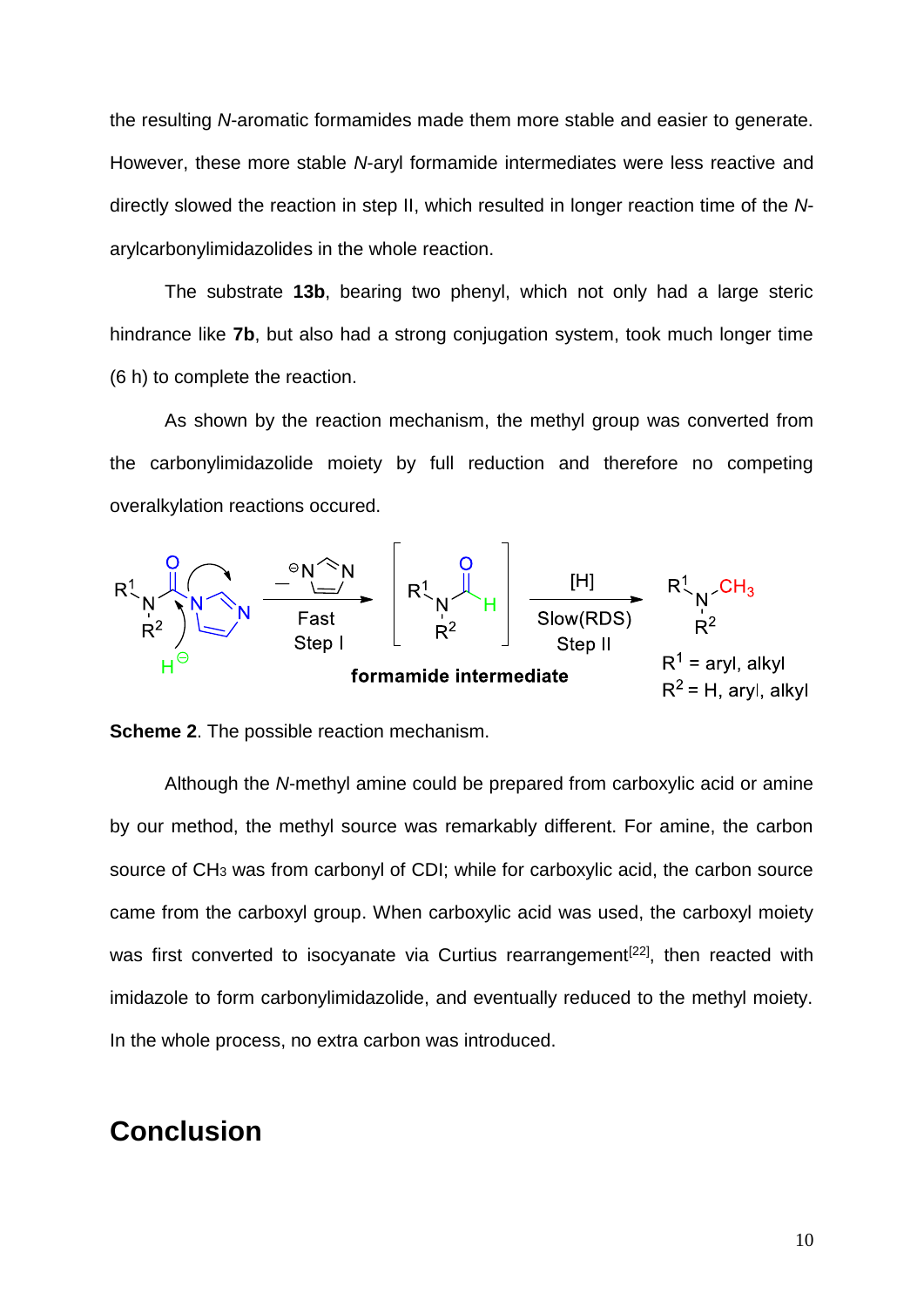the resulting *N*-aromatic formamides made them more stable and easier to generate. However, these more stable *N*-aryl formamide intermediates were less reactive and directly slowed the reaction in step II, which resulted in longer reaction time of the *N*-arylcarbonylimidazolides in the whole reaction.

The substrate **13b**, bearing two phenyl, which not only had a large steric hindrance like **7b**, but also had a strong conjugation system, took much longer time (6 h) to complete the reaction.

As shown by the reaction mechanism, the methyl group was converted from the carbonylimidazolide moiety by full reduction and therefore no competing overalkylation reactions occured.

**Scheme 2**. The possible reaction mechanism.

Although the *N*-methyl amine could be prepared from carboxylic acid or amine by our method, the methyl source was remarkably different. For amine, the carbon source of $CH_3$ was from carbonyl of CDI; while for carboxylic acid, the carbon source came from the carboxyl group. When carboxylic acid was used, the carboxyl moiety was first converted to isocyanate via Curtius rearrangement[22], then reacted with imidazole to form carbonylimidazolide, and eventually reduced to the methyl moiety. In the whole process, no extra carbon was introduced.

# Conclusion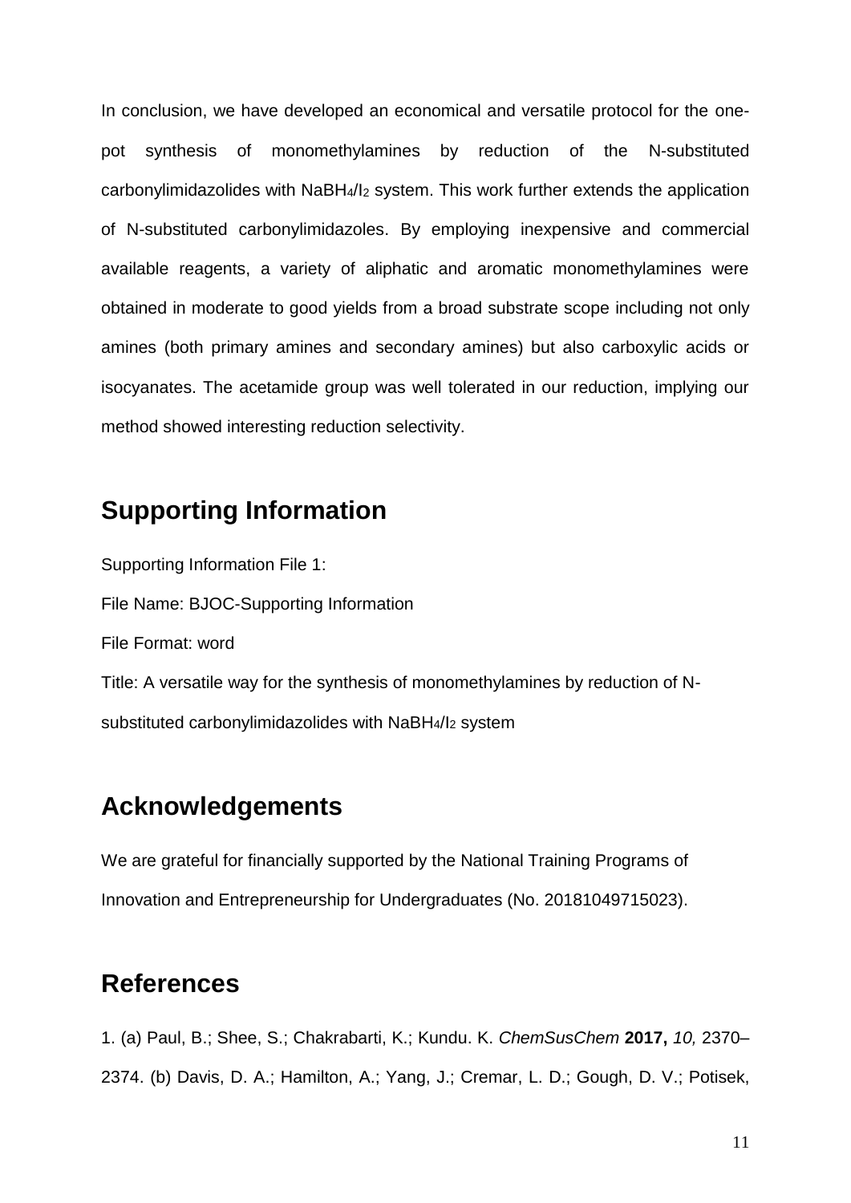In conclusion, we have developed an economical and versatile protocol for the one-pot synthesis of monomethylamines by reduction of the N-substituted carbonylimidazolides with $NaBH_4/I_2$ system. This work further extends the application of N-substituted carbonylimidazoles. By employing inexpensive and commercial available reagents, a variety of aliphatic and aromatic monomethylamines were obtained in moderate to good yields from a broad substrate scope including not only amines (both primary amines and secondary amines) but also carboxylic acids or isocyanates. The acetamide group was well tolerated in our reduction, implying our method showed interesting reduction selectivity.

## Supporting Information

Supporting Information File 1:

File Name: BJOC-Supporting Information

File Format: word

Title: A versatile way for the synthesis of monomethylamines by reduction of N-substituted carbonylimidazolides with $NaBH_4/I_2$ system

## Acknowledgements

We are grateful for financially supported by the National Training Programs of Innovation and Entrepreneurship for Undergraduates (No. 20181049715023).

## References

1. (a) Paul, B.; Shee, S.; Chakrabarti, K.; Kundu. K. *ChemSusChem* **2017,** *10,* 2370–2374. (b) Davis, D. A.; Hamilton, A.; Yang, J.; Cremar, L. D.; Gough, D. V.; Potisek,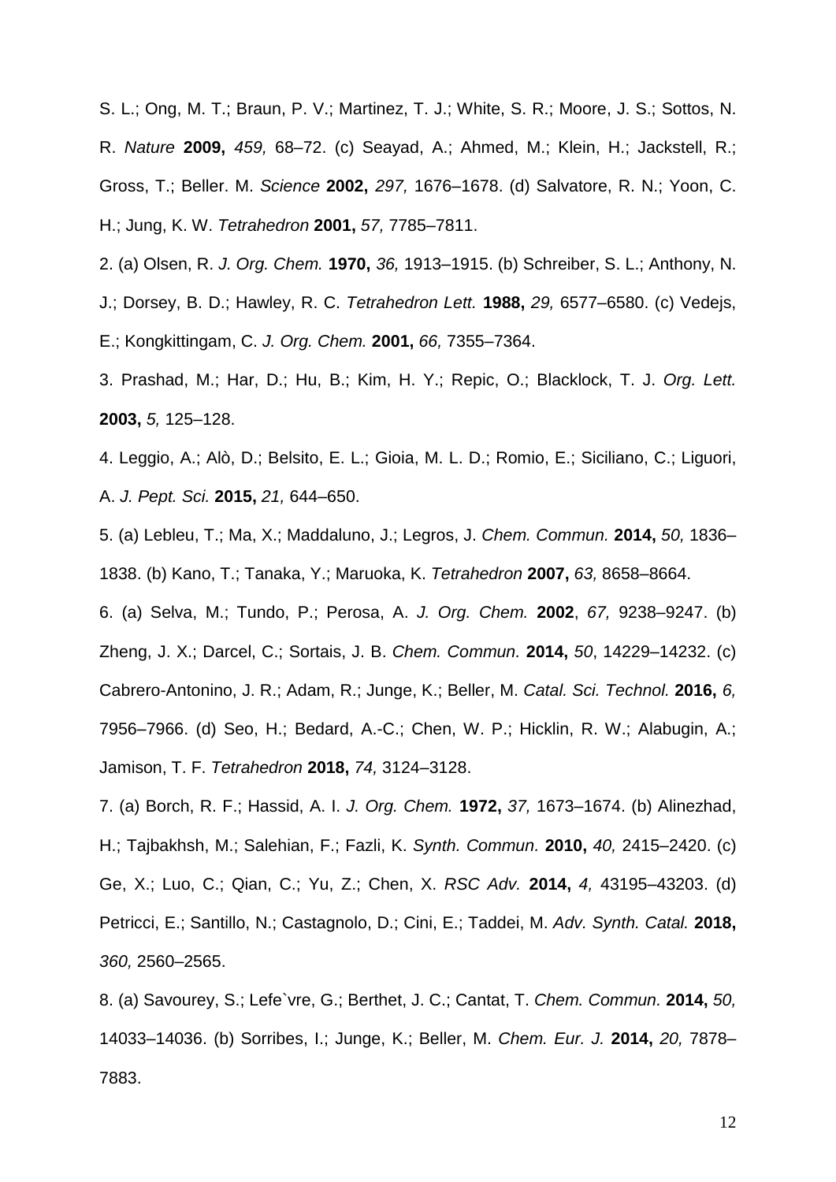S. L.; Ong, M. T.; Braun, P. V.; Martinez, T. J.; White, S. R.; Moore, J. S.; Sottos, N. R. *Nature* **2009,** *459,* 68–72. (c) Seayad, A.; Ahmed, M.; Klein, H.; Jackstell, R.; Gross, T.; Beller. M. *Science* **2002,** *297,* 1676–1678. (d) Salvatore, R. N.; Yoon, C. H.; Jung, K. W. *Tetrahedron* **2001,** *57,* 7785–7811.

2. (a) Olsen, R. *J. Org. Chem.* **1970,** *36,* 1913–1915. (b) Schreiber, S. L.; Anthony, N. J.; Dorsey, B. D.; Hawley, R. C. *Tetrahedron Lett.* **1988,** *29,* 6577–6580. (c) Vedejs, E.; Kongkittingam, C. *J. Org. Chem.* **2001,** *66,* 7355–7364.

3. Prashad, M.; Har, D.; Hu, B.; Kim, H. Y.; Repic, O.; Blacklock, T. J. *Org. Lett.* **2003,** *5,* 125–128.

4. Leggio, A.; Alò, D.; Belsito, E. L.; Gioia, M. L. D.; Romio, E.; Siciliano, C.; Liguori, A. *J. Pept. Sci.* **2015,** *21,* 644–650.

5. (a) Lebleu, T.; Ma, X.; Maddaluno, J.; Legros, J. *Chem. Commun.* **2014,** *50,* 1836–1838. (b) Kano, T.; Tanaka, Y.; Maruoka, K. *Tetrahedron* **2007,** *63,* 8658–8664.

6. (a) Selva, M.; Tundo, P.; Perosa, A. *J. Org. Chem.* **2002**, *67,* 9238–9247. (b) Zheng, J. X.; Darcel, C.; Sortais, J. B. *Chem. Commun.* **2014,** *50*, 14229–14232. (c) Cabrero-Antonino, J. R.; Adam, R.; Junge, K.; Beller, M. *Catal. Sci. Technol.* **2016,** *6,* 7956–7966. (d) Seo, H.; Bedard, A.-C.; Chen, W. P.; Hicklin, R. W.; Alabugin, A.; Jamison, T. F. *Tetrahedron* **2018,** *74,* 3124–3128.

7. (a) Borch, R. F.; Hassid, A. I. *J. Org. Chem.* **1972,** *37,* 1673–1674. (b) Alinezhad, H.; Tajbakhsh, M.; Salehian, F.; Fazli, K. *Synth. Commun.* **2010,** *40,* 2415–2420. (c) Ge, X.; Luo, C.; Qian, C.; Yu, Z.; Chen, X. *RSC Adv.* **2014,** *4,* 43195–43203. (d) Petricci, E.; Santillo, N.; Castagnolo, D.; Cini, E.; Taddei, M. *Adv. Synth. Catal.* **2018,** *360,* 2560–2565.

8. (a) Savourey, S.; Lefe`vre, G.; Berthet, J. C.; Cantat, T. *Chem. Commun.* **2014,** *50,* 14033–14036. (b) Sorribes, I.; Junge, K.; Beller, M. *Chem. Eur. J.* **2014,** *20,* 7878–7883.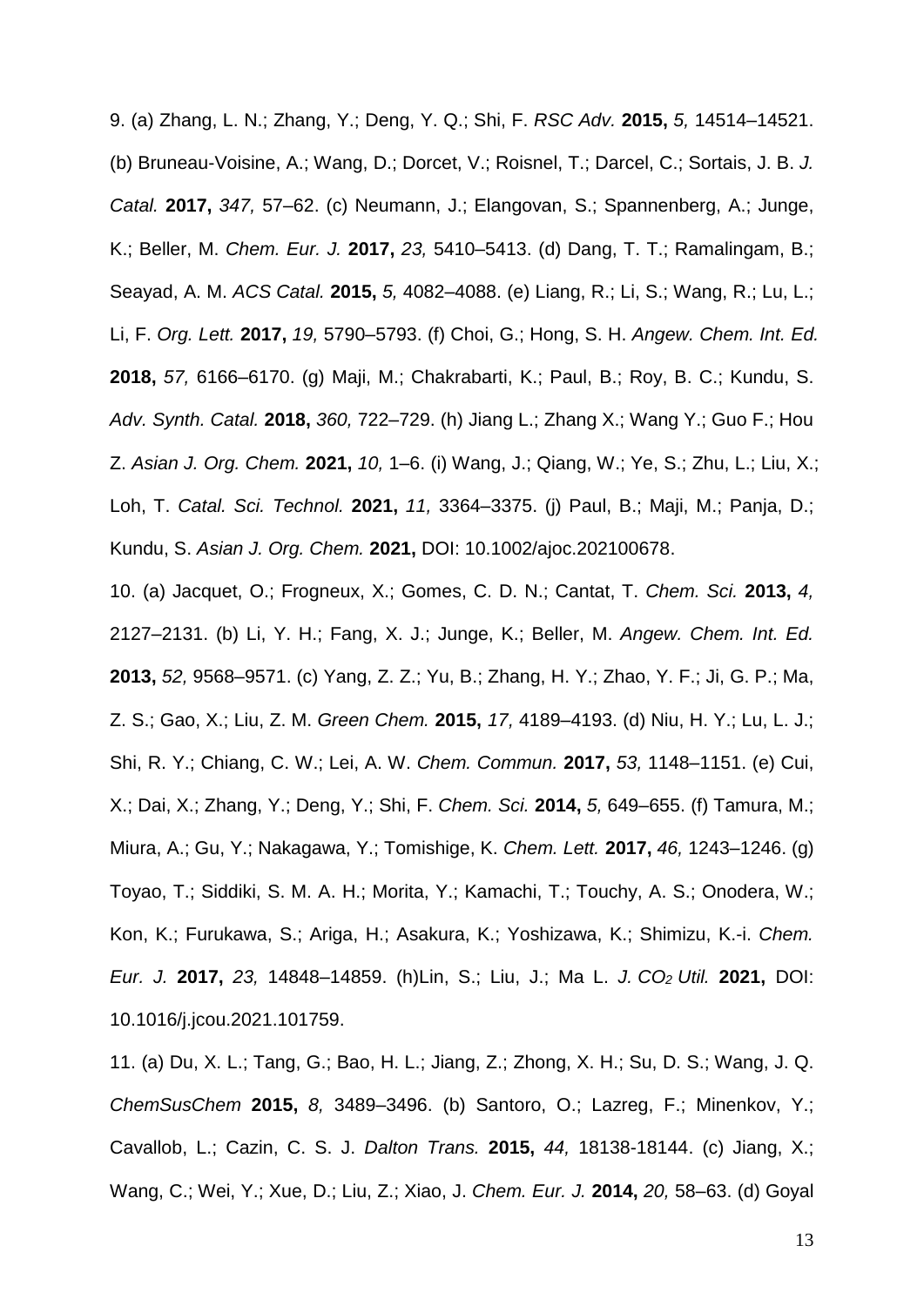9. (a) Zhang, L. N.; Zhang, Y.; Deng, Y. Q.; Shi, F. *RSC Adv.* **2015,** *5,* 14514–14521. (b) Bruneau-Voisine, A.; Wang, D.; Dorcet, V.; Roisnel, T.; Darcel, C.; Sortais, J. B. *J. Catal.* **2017,** *347,* 57–62. (c) Neumann, J.; Elangovan, S.; Spannenberg, A.; Junge, K.; Beller, M. *Chem. Eur. J.* **2017,** *23,* 5410–5413. (d) Dang, T. T.; Ramalingam, B.; Seayad, A. M. *ACS Catal.* **2015,** *5,* 4082–4088. (e) Liang, R.; Li, S.; Wang, R.; Lu, L.; Li, F. *Org. Lett.* **2017,** *19,* 5790–5793. (f) Choi, G.; Hong, S. H. *Angew. Chem. Int. Ed.* **2018,** *57,* 6166–6170. (g) Maji, M.; Chakrabarti, K.; Paul, B.; Roy, B. C.; Kundu, S. *Adv. Synth. Catal.* **2018,** *360,* 722–729. (h) Jiang L.; Zhang X.; Wang Y.; Guo F.; Hou Z. *Asian J. Org. Chem.* **2021,** *10,* 1–6. (i) Wang, J.; Qiang, W.; Ye, S.; Zhu, L.; Liu, X.; Loh, T. *Catal. Sci. Technol.* **2021,** *11,* 3364–3375. (j) Paul, B.; Maji, M.; Panja, D.; Kundu, S. *Asian J. Org. Chem.* **2021,** DOI: 10.1002/ajoc.202100678.

10. (a) Jacquet, O.; Frogneux, X.; Gomes, C. D. N.; Cantat, T. *Chem. Sci.* **2013,** *4,* 2127–2131. (b) Li, Y. H.; Fang, X. J.; Junge, K.; Beller, M. *Angew. Chem. Int. Ed.* **2013,** *52,* 9568–9571. (c) Yang, Z. Z.; Yu, B.; Zhang, H. Y.; Zhao, Y. F.; Ji, G. P.; Ma, Z. S.; Gao, X.; Liu, Z. M. *Green Chem.* **2015,** *17,* 4189–4193. (d) Niu, H. Y.; Lu, L. J.; Shi, R. Y.; Chiang, C. W.; Lei, A. W. *Chem. Commun.* **2017,** *53,* 1148–1151. (e) Cui, X.; Dai, X.; Zhang, Y.; Deng, Y.; Shi, F. *Chem. Sci.* **2014,** *5,* 649–655. (f) Tamura, M.; Miura, A.; Gu, Y.; Nakagawa, Y.; Tomishige, K. *Chem. Lett.* **2017,** *46,* 1243–1246. (g) Toyao, T.; Siddiki, S. M. A. H.; Morita, Y.; Kamachi, T.; Touchy, A. S.; Onodera, W.; Kon, K.; Furukawa, S.; Ariga, H.; Asakura, K.; Yoshizawa, K.; Shimizu, K.-i. *Chem. Eur. J.* **2017,** *23,* 14848–14859. (h)Lin, S.; Liu, J.; Ma L. *J. $CO_2$ Util.* **2021,** DOI: 10.1016/j.jcou.2021.101759.

11. (a) Du, X. L.; Tang, G.; Bao, H. L.; Jiang, Z.; Zhong, X. H.; Su, D. S.; Wang, J. Q. *ChemSusChem* **2015,** *8,* 3489–3496. (b) Santoro, O.; Lazreg, F.; Minenkov, Y.; Cavallob, L.; Cazin, C. S. J. *Dalton Trans.* **2015,** *44,* 18138-18144. (c) Jiang, X.; Wang, C.; Wei, Y.; Xue, D.; Liu, Z.; Xiao, J. *Chem. Eur. J.* **2014,** *20,* 58–63. (d) Goyal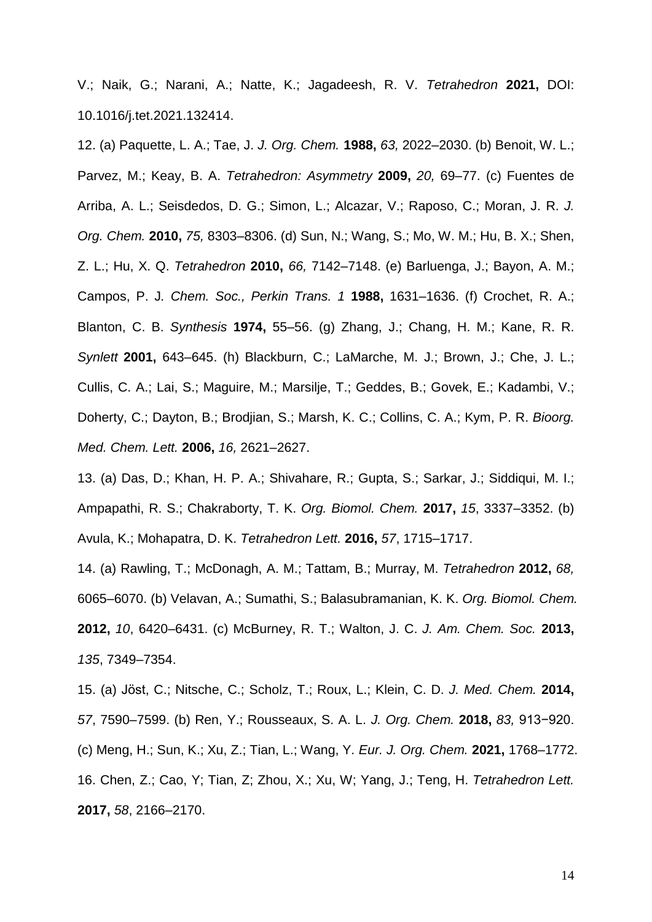V.; Naik, G.; Narani, A.; Natte, K.; Jagadeesh, R. V. *Tetrahedron* **2021,** DOI: 10.1016/j.tet.2021.132414.

12. (a) Paquette, L. A.; Tae, J. *J. Org. Chem.* **1988,** *63,* 2022–2030. (b) Benoit, W. L.; Parvez, M.; Keay, B. A. *Tetrahedron: Asymmetry* **2009,** *20,* 69–77. (c) Fuentes de Arriba, A. L.; Seisdedos, D. G.; Simon, L.; Alcazar, V.; Raposo, C.; Moran, J. R. *J. Org. Chem.* **2010,** *75,* 8303–8306. (d) Sun, N.; Wang, S.; Mo, W. M.; Hu, B. X.; Shen, Z. L.; Hu, X. Q. *Tetrahedron* **2010,** *66,* 7142–7148. (e) Barluenga, J.; Bayon, A. M.; Campos, P. J*. Chem. Soc., Perkin Trans. 1* **1988,** 1631–1636. (f) Crochet, R. A.; Blanton, C. B. *Synthesis* **1974,** 55–56. (g) Zhang, J.; Chang, H. M.; Kane, R. R. *Synlett* **2001,** 643–645. (h) Blackburn, C.; LaMarche, M. J.; Brown, J.; Che, J. L.; Cullis, C. A.; Lai, S.; Maguire, M.; Marsilje, T.; Geddes, B.; Govek, E.; Kadambi, V.; Doherty, C.; Dayton, B.; Brodjian, S.; Marsh, K. C.; Collins, C. A.; Kym, P. R. *Bioorg. Med. Chem. Lett.* **2006,** *16,* 2621–2627.

13. (a) Das, D.; Khan, H. P. A.; Shivahare, R.; Gupta, S.; Sarkar, J.; Siddiqui, M. I.; Ampapathi, R. S.; Chakraborty, T. K. *Org. Biomol. Chem.* **2017,** *15*, 3337–3352. (b) Avula, K.; Mohapatra, D. K. *Tetrahedron Lett.* **2016,** *57*, 1715–1717.

14. (a) Rawling, T.; McDonagh, A. M.; Tattam, B.; Murray, M. *Tetrahedron* **2012,** *68,* 6065–6070. (b) Velavan, A.; Sumathi, S.; Balasubramanian, K. K. *Org. Biomol. Chem.* **2012,** *10*, 6420–6431. (c) McBurney, R. T.; Walton, J. C. *J. Am. Chem. Soc.* **2013,** *135*, 7349–7354.

15. (a) Jöst, C.; Nitsche, C.; Scholz, T.; Roux, L.; Klein, C. D. *J. Med. Chem.* **2014,** *57*, 7590–7599. (b) Ren, Y.; Rousseaux, S. A. L. *J. Org. Chem.* **2018,** *83,* 913−920. (c) Meng, H.; Sun, K.; Xu, Z.; Tian, L.; Wang, Y. *Eur. J. Org. Chem.* **2021,** 1768–1772.

16. Chen, Z.; Cao, Y; Tian, Z; Zhou, X.; Xu, W; Yang, J.; Teng, H. *Tetrahedron Lett.* **2017,** *58*, 2166–2170.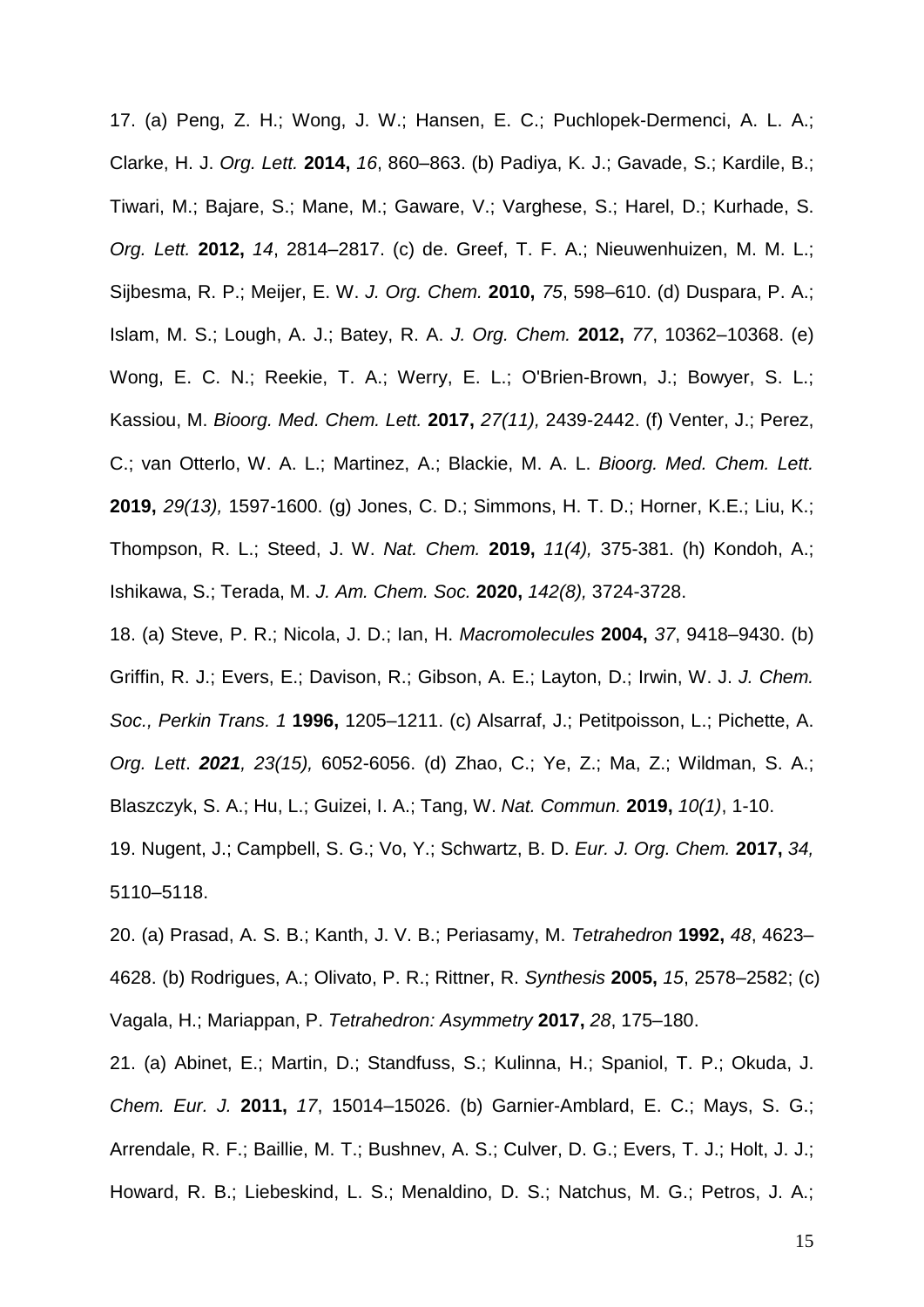17. (a) Peng, Z. H.; Wong, J. W.; Hansen, E. C.; Puchlopek-Dermenci, A. L. A.; Clarke, H. J. *Org. Lett.* **2014,** *16*, 860–863. (b) Padiya, K. J.; Gavade, S.; Kardile, B.; Tiwari, M.; Bajare, S.; Mane, M.; Gaware, V.; Varghese, S.; Harel, D.; Kurhade, S. *Org. Lett.* **2012,** *14*, 2814–2817. (c) de. Greef, T. F. A.; Nieuwenhuizen, M. M. L.; Sijbesma, R. P.; Meijer, E. W. *J. Org. Chem.* **2010,** *75*, 598–610. (d) Duspara, P. A.; Islam, M. S.; Lough, A. J.; Batey, R. A. *J. Org. Chem.* **2012,** *77*, 10362–10368. (e) Wong, E. C. N.; Reekie, T. A.; Werry, E. L.; O'Brien-Brown, J.; Bowyer, S. L.; Kassiou, M. *Bioorg. Med. Chem. Lett.* **2017,** *27(11),* 2439-2442. (f) Venter, J.; Perez, C.; van Otterlo, W. A. L.; Martinez, A.; Blackie, M. A. L. *Bioorg. Med. Chem. Lett.* **2019,** *29(13),* 1597-1600. (g) Jones, C. D.; Simmons, H. T. D.; Horner, K.E.; Liu, K.; Thompson, R. L.; Steed, J. W. *Nat. Chem.* **2019,** *11(4),* 375-381. (h) Kondoh, A.; Ishikawa, S.; Terada, M. *J. Am. Chem. Soc.* **2020,** *142(8),* 3724-3728.

18. (a) Steve, P. R.; Nicola, J. D.; Ian, H. *Macromolecules* **2004,** *37*, 9418–9430. (b) Griffin, R. J.; Evers, E.; Davison, R.; Gibson, A. E.; Layton, D.; Irwin, W. J. *J. Chem. Soc., Perkin Trans. 1* **1996,** 1205–1211. (c) Alsarraf, J.; Petitpoisson, L.; Pichette, A. *Org. Lett*. ***2021****, 23(15),* 6052-6056. (d) Zhao, C.; Ye, Z.; Ma, Z.; Wildman, S. A.; Blaszczyk, S. A.; Hu, L.; Guizei, I. A.; Tang, W. *Nat. Commun.* **2019,** *10(1)*, 1-10.

19. Nugent, J.; Campbell, S. G.; Vo, Y.; Schwartz, B. D. *Eur. J. Org. Chem.* **2017,** *34,* 5110–5118.

20. (a) Prasad, A. S. B.; Kanth, J. V. B.; Periasamy, M. *Tetrahedron* **1992,** *48*, 4623–4628. (b) Rodrigues, A.; Olivato, P. R.; Rittner, R. *Synthesis* **2005,** *15*, 2578–2582; (c) Vagala, H.; Mariappan, P. *Tetrahedron: Asymmetry* **2017,** *28*, 175–180.

21. (a) Abinet, E.; Martin, D.; Standfuss, S.; Kulinna, H.; Spaniol, T. P.; Okuda, J. *Chem. Eur. J.* **2011,** *17*, 15014–15026. (b) Garnier-Amblard, E. C.; Mays, S. G.; Arrendale, R. F.; Baillie, M. T.; Bushnev, A. S.; Culver, D. G.; Evers, T. J.; Holt, J. J.; Howard, R. B.; Liebeskind, L. S.; Menaldino, D. S.; Natchus, M. G.; Petros, J. A.;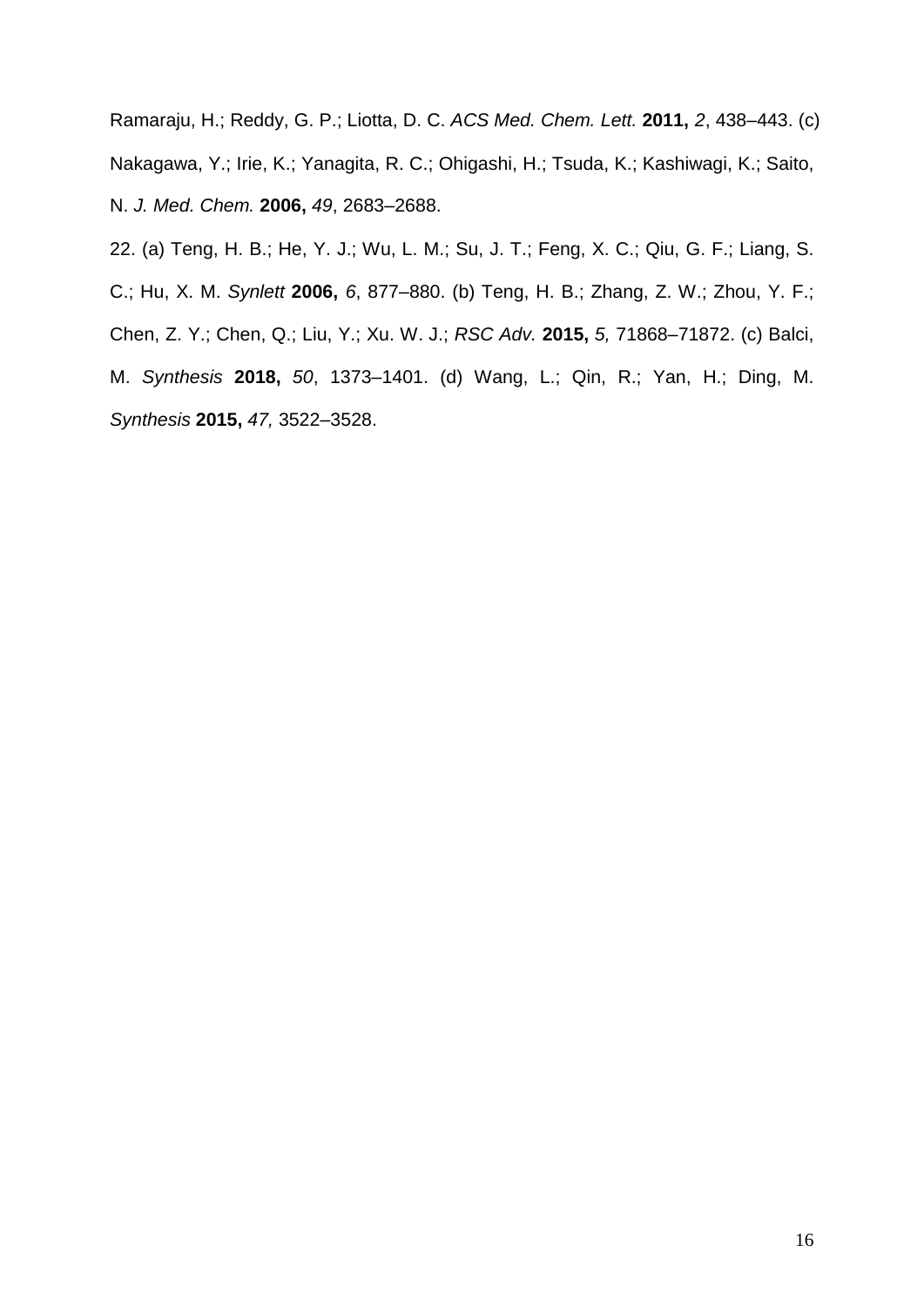Ramaraju, H.; Reddy, G. P.; Liotta, D. C. *ACS Med. Chem. Lett.* **2011,** *2*, 438–443. (c) Nakagawa, Y.; Irie, K.; Yanagita, R. C.; Ohigashi, H.; Tsuda, K.; Kashiwagi, K.; Saito, N. *J. Med. Chem.* **2006,** *49*, 2683–2688.

22. (a) Teng, H. B.; He, Y. J.; Wu, L. M.; Su, J. T.; Feng, X. C.; Qiu, G. F.; Liang, S. C.; Hu, X. M. *Synlett* **2006,** *6*, 877–880. (b) Teng, H. B.; Zhang, Z. W.; Zhou, Y. F.; Chen, Z. Y.; Chen, Q.; Liu, Y.; Xu. W. J.; *RSC Adv.* **2015,** *5,* 71868–71872. (c) Balci, M. *Synthesis* **2018,** *50*, 1373–1401. (d) Wang, L.; Qin, R.; Yan, H.; Ding, M. *Synthesis* **2015,** *47,* 3522–3528.